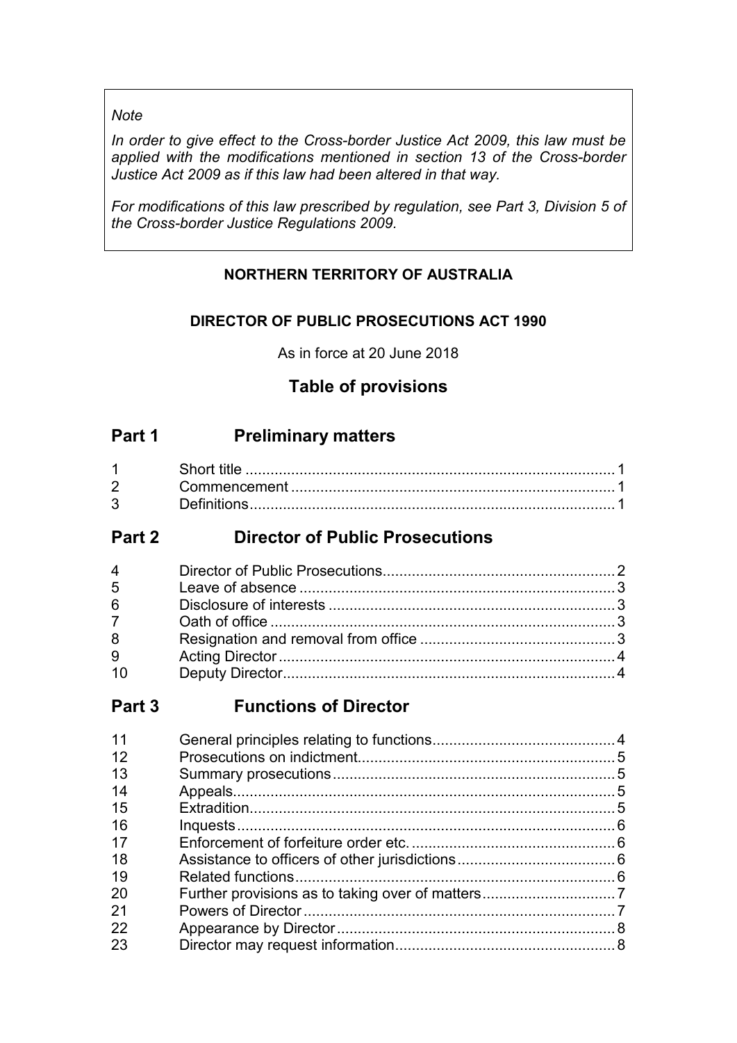*Note*

*In order to give effect to the Cross-border Justice Act 2009, this law must be applied with the modifications mentioned in section 13 of the Cross-border Justice Act 2009 as if this law had been altered in that way.*

*For modifications of this law prescribed by regulation, see Part 3, Division 5 of the Cross-border Justice Regulations 2009.*

**NORTHERN TERRITORY OF AUSTRALIA**

**DIRECTOR OF PUBLIC PROSECUTIONS ACT 1990**

As in force at 20 June 2018

## Table of provisions

## Part 1 Preliminary matters

| | | |
|---|---|---|
| 1 | Short title | 1 |
| 2 | Commencement | 1 |
| 3 | Definitions | 1 |

## Part 2 Director of Public Prosecutions

| | | |
|---|---|---|
| 4 | Director of Public Prosecutions | 2 |
| 5 | Leave of absence | 3 |
| 6 | Disclosure of interests | 3 |
| 7 | Oath of office | 3 |
| 8 | Resignation and removal from office | 3 |
| 9 | Acting Director | 4 |
| 10 | Deputy Director | 4 |

## Part 3 Functions of Director

| | | |
|---|---|---|
| 11 | General principles relating to functions | 4 |
| 12 | Prosecutions on indictment | 5 |
| 13 | Summary prosecutions | 5 |
| 14 | Appeals | 5 |
| 15 | Extradition | 5 |
| 16 | Inquests | 6 |
| 17 | Enforcement of forfeiture order etc. | 6 |
| 18 | Assistance to officers of other jurisdictions | 6 |
| 19 | Related functions | 6 |
| 20 | Further provisions as to taking over of matters | 7 |
| 21 | Powers of Director | 7 |
| 22 | Appearance by Director | 8 |
| 23 | Director may request information | 8 |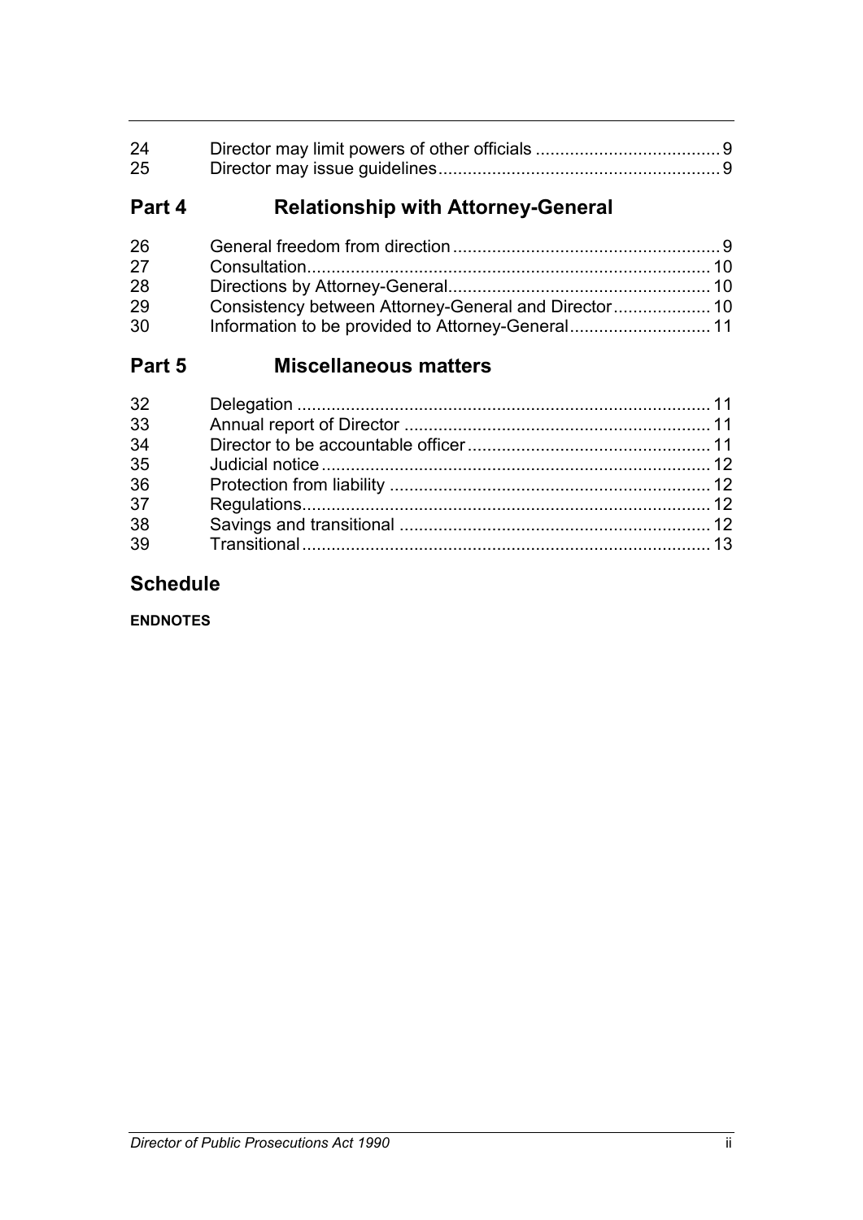| | | |
|---|---|---|
| 24 | Director may limit powers of other officials | 9 |
| 25 | Director may issue guidelines | 9 |

## Part 4 Relationship with Attorney-General

| | | |
|---|---|---|
| 26 | General freedom from direction | 9 |
| 27 | Consultation | 10 |
| 28 | Directions by Attorney-General | 10 |
| 29 | Consistency between Attorney-General and Director | 10 |
| 30 | Information to be provided to Attorney-General | 11 |

## Part 5 Miscellaneous matters

| | | |
|---|---|---|
| 32 | Delegation | 11 |
| 33 | Annual report of Director | 11 |
| 34 | Director to be accountable officer | 11 |
| 35 | Judicial notice | 12 |
| 36 | Protection from liability | 12 |
| 37 | Regulations | 12 |
| 38 | Savings and transitional | 12 |
| 39 | Transitional | 13 |

## Schedule

**ENDNOTES**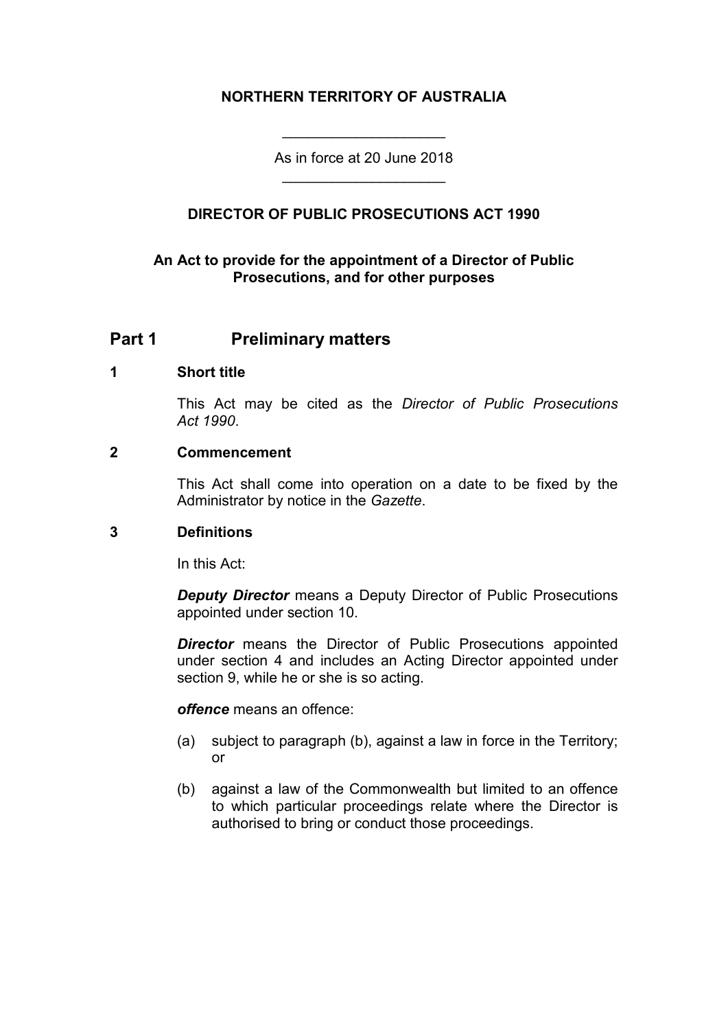**NORTHERN TERRITORY OF AUSTRALIA**

---

As in force at 20 June 2018

---

**DIRECTOR OF PUBLIC PROSECUTIONS ACT 1990**

**An Act to provide for the appointment of a Director of Public Prosecutions, and for other purposes**

## Part 1 Preliminary matters

### 1 Short title

This Act may be cited as the *Director of Public Prosecutions Act 1990*.

### 2 Commencement

This Act shall come into operation on a date to be fixed by the Administrator by notice in the *Gazette*.

### 3 Definitions

In this Act:

***Deputy Director*** means a Deputy Director of Public Prosecutions appointed under section 10.

***Director*** means the Director of Public Prosecutions appointed under section 4 and includes an Acting Director appointed under section 9, while he or she is so acting.

***offence*** means an offence:

(a) subject to paragraph (b), against a law in force in the Territory; or

(b) against a law of the Commonwealth but limited to an offence to which particular proceedings relate where the Director is authorised to bring or conduct those proceedings.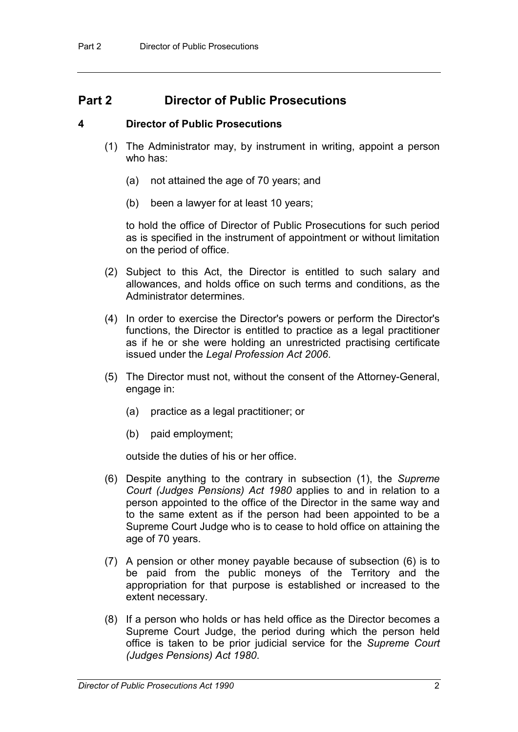# Part 2 Director of Public Prosecutions

## 4 Director of Public Prosecutions

(1) The Administrator may, by instrument in writing, appoint a person who has:

(a) not attained the age of 70 years; and

(b) been a lawyer for at least 10 years;

to hold the office of Director of Public Prosecutions for such period as is specified in the instrument of appointment or without limitation on the period of office.

(2) Subject to this Act, the Director is entitled to such salary and allowances, and holds office on such terms and conditions, as the Administrator determines.

(4) In order to exercise the Director's powers or perform the Director's functions, the Director is entitled to practice as a legal practitioner as if he or she were holding an unrestricted practising certificate issued under the *Legal Profession Act 2006*.

(5) The Director must not, without the consent of the Attorney-General, engage in:

(a) practice as a legal practitioner; or

(b) paid employment;

outside the duties of his or her office.

(6) Despite anything to the contrary in subsection (1), the *Supreme Court (Judges Pensions) Act 1980* applies to and in relation to a person appointed to the office of the Director in the same way and to the same extent as if the person had been appointed to be a Supreme Court Judge who is to cease to hold office on attaining the age of 70 years.

(7) A pension or other money payable because of subsection (6) is to be paid from the public moneys of the Territory and the appropriation for that purpose is established or increased to the extent necessary.

(8) If a person who holds or has held office as the Director becomes a Supreme Court Judge, the period during which the person held office is taken to be prior judicial service for the *Supreme Court (Judges Pensions) Act 1980*.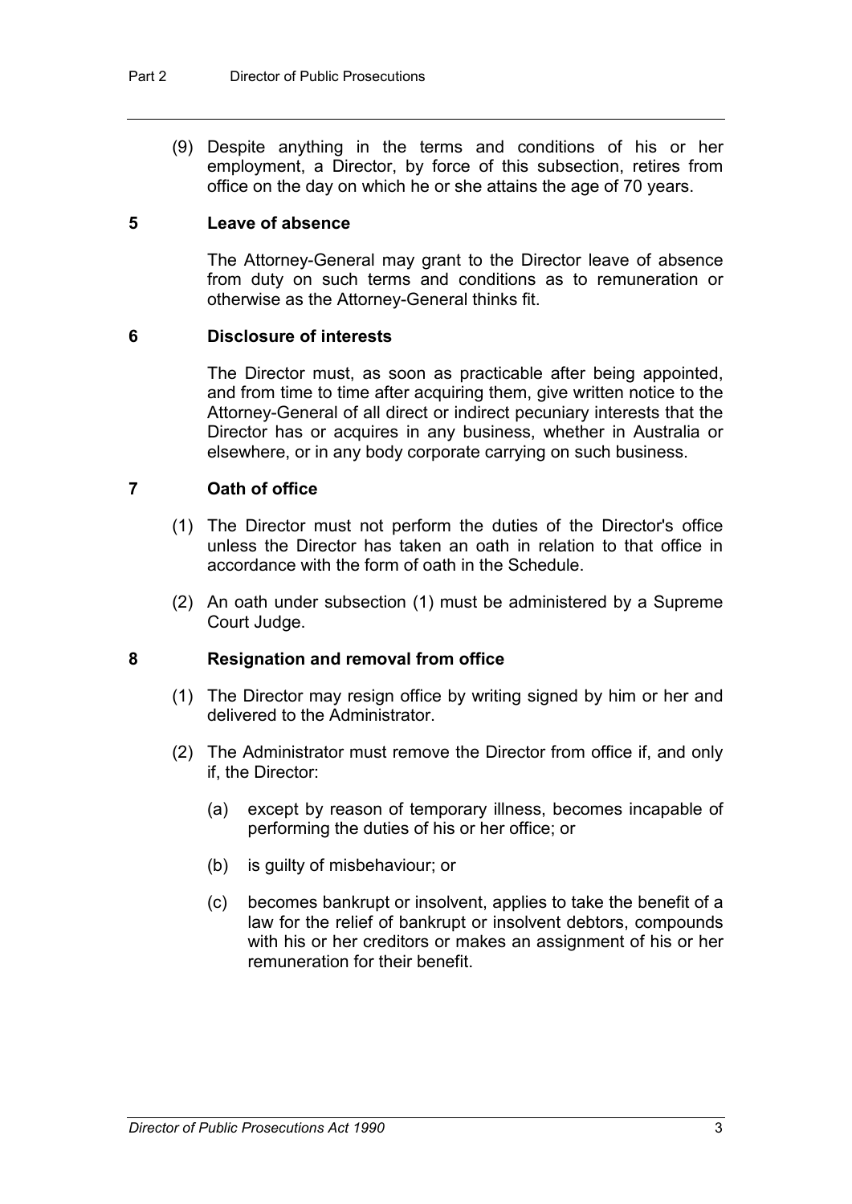(9) Despite anything in the terms and conditions of his or her employment, a Director, by force of this subsection, retires from office on the day on which he or she attains the age of 70 years.

### 5 Leave of absence

The Attorney-General may grant to the Director leave of absence from duty on such terms and conditions as to remuneration or otherwise as the Attorney-General thinks fit.

### 6 Disclosure of interests

The Director must, as soon as practicable after being appointed, and from time to time after acquiring them, give written notice to the Attorney-General of all direct or indirect pecuniary interests that the Director has or acquires in any business, whether in Australia or elsewhere, or in any body corporate carrying on such business.

### 7 Oath of office

(1) The Director must not perform the duties of the Director's office unless the Director has taken an oath in relation to that office in accordance with the form of oath in the Schedule.

(2) An oath under subsection (1) must be administered by a Supreme Court Judge.

### 8 Resignation and removal from office

(1) The Director may resign office by writing signed by him or her and delivered to the Administrator.

(2) The Administrator must remove the Director from office if, and only if, the Director:

(a) except by reason of temporary illness, becomes incapable of performing the duties of his or her office; or

(b) is guilty of misbehaviour; or

(c) becomes bankrupt or insolvent, applies to take the benefit of a law for the relief of bankrupt or insolvent debtors, compounds with his or her creditors or makes an assignment of his or her remuneration for their benefit.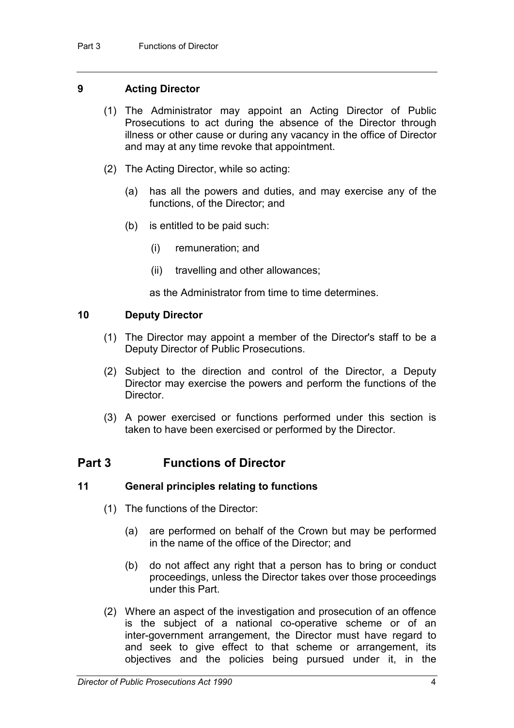### 9 Acting Director

(1) The Administrator may appoint an Acting Director of Public Prosecutions to act during the absence of the Director through illness or other cause or during any vacancy in the office of Director and may at any time revoke that appointment.

(2) The Acting Director, while so acting:

(a) has all the powers and duties, and may exercise any of the functions, of the Director; and

(b) is entitled to be paid such:

(i) remuneration; and

(ii) travelling and other allowances;

as the Administrator from time to time determines.

### 10 Deputy Director

(1) The Director may appoint a member of the Director's staff to be a Deputy Director of Public Prosecutions.

(2) Subject to the direction and control of the Director, a Deputy Director may exercise the powers and perform the functions of the Director.

(3) A power exercised or functions performed under this section is taken to have been exercised or performed by the Director.

## Part 3 Functions of Director

### 11 General principles relating to functions

(1) The functions of the Director:

(a) are performed on behalf of the Crown but may be performed in the name of the office of the Director; and

(b) do not affect any right that a person has to bring or conduct proceedings, unless the Director takes over those proceedings under this Part.

(2) Where an aspect of the investigation and prosecution of an offence is the subject of a national co-operative scheme or of an inter-government arrangement, the Director must have regard to and seek to give effect to that scheme or arrangement, its objectives and the policies being pursued under it, in the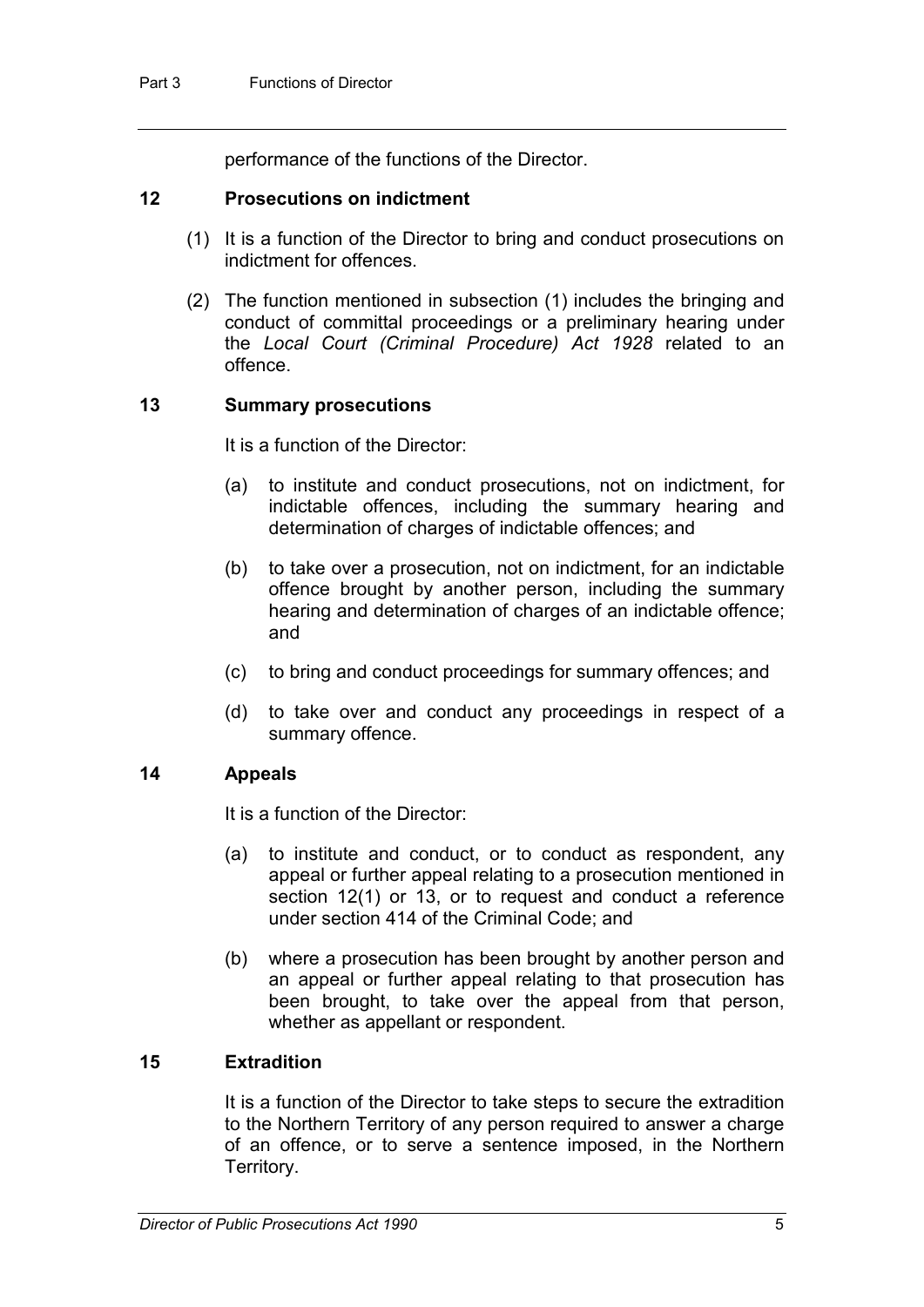performance of the functions of the Director.

### 12 Prosecutions on indictment

(1) It is a function of the Director to bring and conduct prosecutions on indictment for offences.

(2) The function mentioned in subsection (1) includes the bringing and conduct of committal proceedings or a preliminary hearing under the *Local Court (Criminal Procedure) Act 1928* related to an offence.

### 13 Summary prosecutions

It is a function of the Director:

(a) to institute and conduct prosecutions, not on indictment, for indictable offences, including the summary hearing and determination of charges of indictable offences; and

(b) to take over a prosecution, not on indictment, for an indictable offence brought by another person, including the summary hearing and determination of charges of an indictable offence; and

(c) to bring and conduct proceedings for summary offences; and

(d) to take over and conduct any proceedings in respect of a summary offence.

### 14 Appeals

It is a function of the Director:

(a) to institute and conduct, or to conduct as respondent, any appeal or further appeal relating to a prosecution mentioned in section 12(1) or 13, or to request and conduct a reference under section 414 of the Criminal Code; and

(b) where a prosecution has been brought by another person and an appeal or further appeal relating to that prosecution has been brought, to take over the appeal from that person, whether as appellant or respondent.

### 15 Extradition

It is a function of the Director to take steps to secure the extradition to the Northern Territory of any person required to answer a charge of an offence, or to serve a sentence imposed, in the Northern Territory.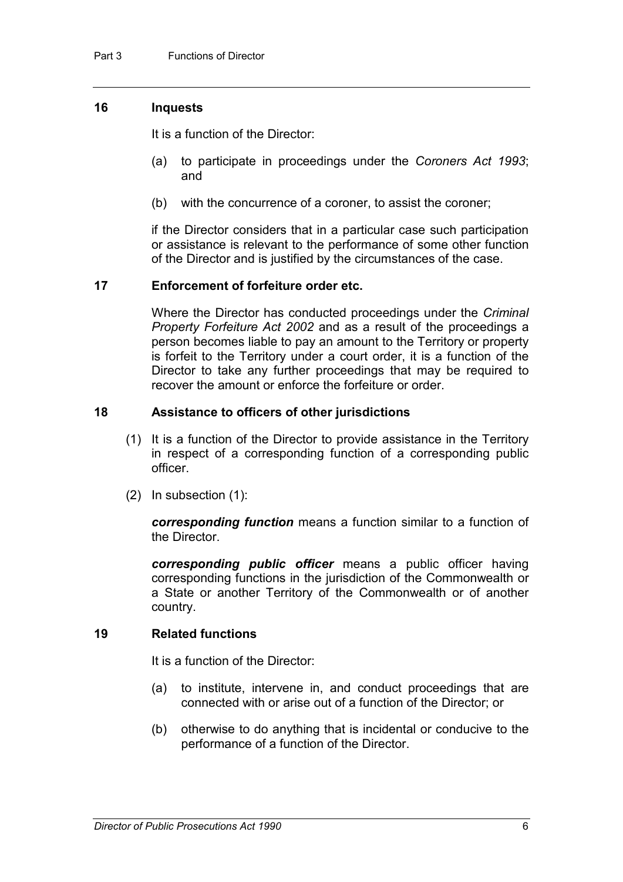### 16 Inquests

It is a function of the Director:

(a) to participate in proceedings under the *Coroners Act 1993*; and

(b) with the concurrence of a coroner, to assist the coroner;

if the Director considers that in a particular case such participation or assistance is relevant to the performance of some other function of the Director and is justified by the circumstances of the case.

### 17 Enforcement of forfeiture order etc.

Where the Director has conducted proceedings under the *Criminal Property Forfeiture Act 2002* and as a result of the proceedings a person becomes liable to pay an amount to the Territory or property is forfeit to the Territory under a court order, it is a function of the Director to take any further proceedings that may be required to recover the amount or enforce the forfeiture or order.

### 18 Assistance to officers of other jurisdictions

(1) It is a function of the Director to provide assistance in the Territory in respect of a corresponding function of a corresponding public officer.

(2) In subsection (1):

***corresponding function*** means a function similar to a function of the Director.

***corresponding public officer*** means a public officer having corresponding functions in the jurisdiction of the Commonwealth or a State or another Territory of the Commonwealth or of another country.

### 19 Related functions

It is a function of the Director:

(a) to institute, intervene in, and conduct proceedings that are connected with or arise out of a function of the Director; or

(b) otherwise to do anything that is incidental or conducive to the performance of a function of the Director.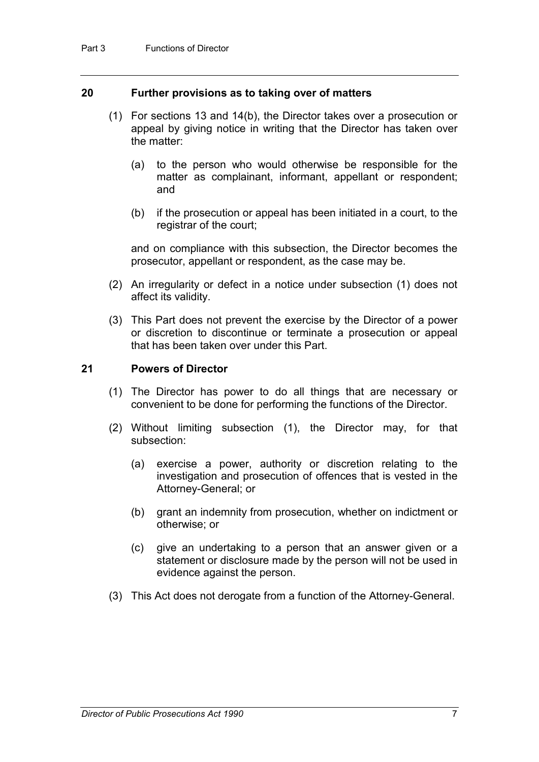## 20 Further provisions as to taking over of matters

(1) For sections 13 and 14(b), the Director takes over a prosecution or appeal by giving notice in writing that the Director has taken over the matter:

(a) to the person who would otherwise be responsible for the matter as complainant, informant, appellant or respondent; and

(b) if the prosecution or appeal has been initiated in a court, to the registrar of the court;

and on compliance with this subsection, the Director becomes the prosecutor, appellant or respondent, as the case may be.

(2) An irregularity or defect in a notice under subsection (1) does not affect its validity.

(3) This Part does not prevent the exercise by the Director of a power or discretion to discontinue or terminate a prosecution or appeal that has been taken over under this Part.

## 21 Powers of Director

(1) The Director has power to do all things that are necessary or convenient to be done for performing the functions of the Director.

(2) Without limiting subsection (1), the Director may, for that subsection:

(a) exercise a power, authority or discretion relating to the investigation and prosecution of offences that is vested in the Attorney-General; or

(b) grant an indemnity from prosecution, whether on indictment or otherwise; or

(c) give an undertaking to a person that an answer given or a statement or disclosure made by the person will not be used in evidence against the person.

(3) This Act does not derogate from a function of the Attorney-General.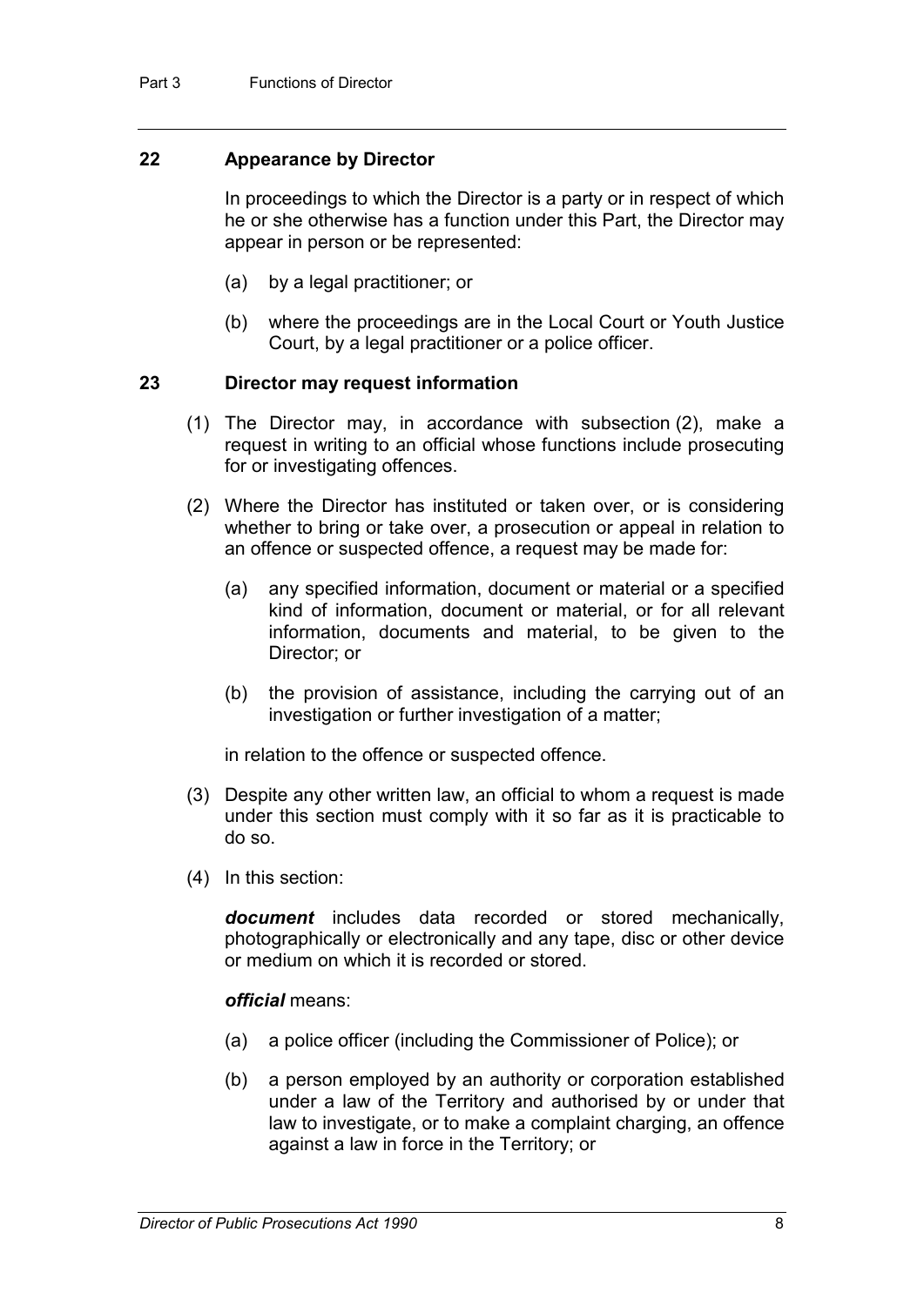## 22 Appearance by Director

In proceedings to which the Director is a party or in respect of which he or she otherwise has a function under this Part, the Director may appear in person or be represented:

- (a) by a legal practitioner; or
- (b) where the proceedings are in the Local Court or Youth Justice Court, by a legal practitioner or a police officer.

## 23 Director may request information

(1) The Director may, in accordance with subsection (2), make a request in writing to an official whose functions include prosecuting for or investigating offences.

(2) Where the Director has instituted or taken over, or is considering whether to bring or take over, a prosecution or appeal in relation to an offence or suspected offence, a request may be made for:

- (a) any specified information, document or material or a specified kind of information, document or material, or for all relevant information, documents and material, to be given to the Director; or
- (b) the provision of assistance, including the carrying out of an investigation or further investigation of a matter;

in relation to the offence or suspected offence.

(3) Despite any other written law, an official to whom a request is made under this section must comply with it so far as it is practicable to do so.

(4) In this section:

***document*** includes data recorded or stored mechanically, photographically or electronically and any tape, disc or other device or medium on which it is recorded or stored.

***official*** means:

- (a) a police officer (including the Commissioner of Police); or
- (b) a person employed by an authority or corporation established under a law of the Territory and authorised by or under that law to investigate, or to make a complaint charging, an offence against a law in force in the Territory; or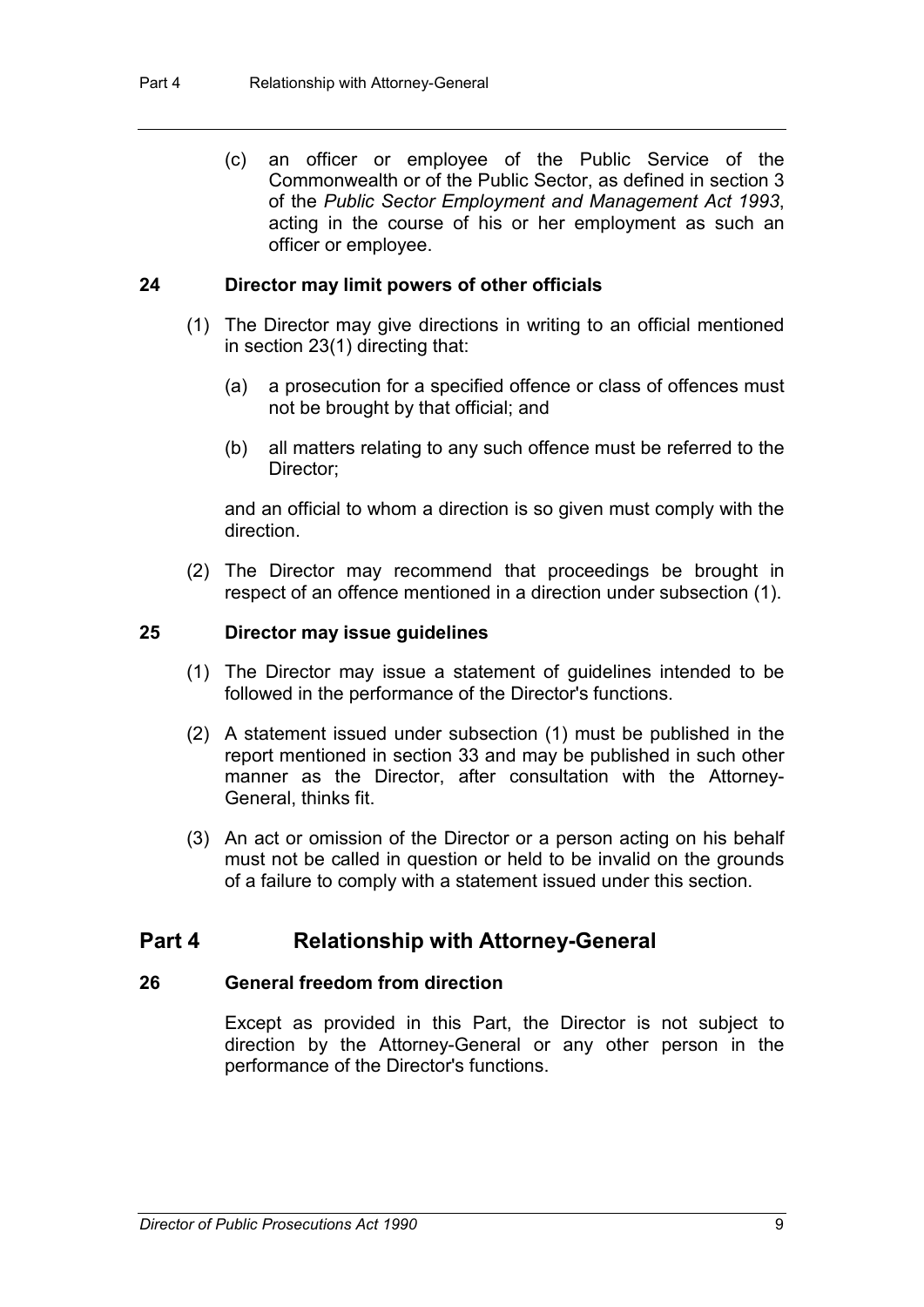(c) an officer or employee of the Public Service of the Commonwealth or of the Public Sector, as defined in section 3 of the *Public Sector Employment and Management Act 1993*, acting in the course of his or her employment as such an officer or employee.

### 24 Director may limit powers of other officials

(1) The Director may give directions in writing to an official mentioned in section 23(1) directing that:

(a) a prosecution for a specified offence or class of offences must not be brought by that official; and

(b) all matters relating to any such offence must be referred to the Director;

and an official to whom a direction is so given must comply with the direction.

(2) The Director may recommend that proceedings be brought in respect of an offence mentioned in a direction under subsection (1).

### 25 Director may issue guidelines

(1) The Director may issue a statement of guidelines intended to be followed in the performance of the Director's functions.

(2) A statement issued under subsection (1) must be published in the report mentioned in section 33 and may be published in such other manner as the Director, after consultation with the Attorney-General, thinks fit.

(3) An act or omission of the Director or a person acting on his behalf must not be called in question or held to be invalid on the grounds of a failure to comply with a statement issued under this section.

## Part 4 Relationship with Attorney-General

### 26 General freedom from direction

Except as provided in this Part, the Director is not subject to direction by the Attorney-General or any other person in the performance of the Director's functions.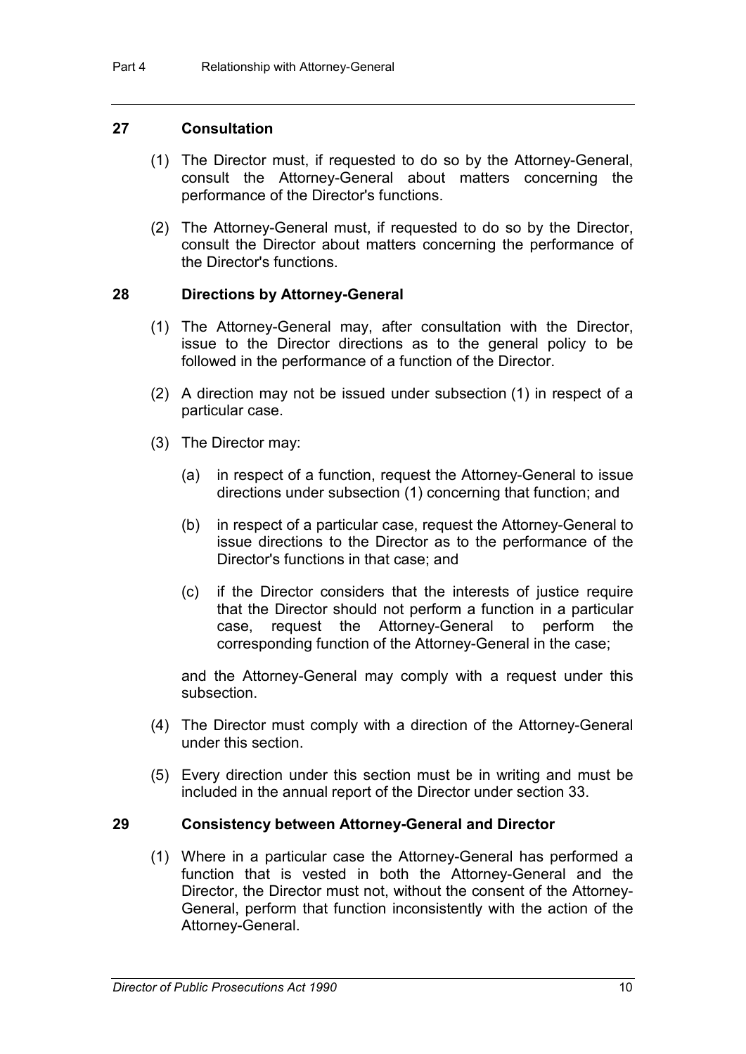## 27 Consultation

(1) The Director must, if requested to do so by the Attorney-General, consult the Attorney-General about matters concerning the performance of the Director's functions.

(2) The Attorney-General must, if requested to do so by the Director, consult the Director about matters concerning the performance of the Director's functions.

## 28 Directions by Attorney-General

(1) The Attorney-General may, after consultation with the Director, issue to the Director directions as to the general policy to be followed in the performance of a function of the Director.

(2) A direction may not be issued under subsection (1) in respect of a particular case.

(3) The Director may:

(a) in respect of a function, request the Attorney-General to issue directions under subsection (1) concerning that function; and

(b) in respect of a particular case, request the Attorney-General to issue directions to the Director as to the performance of the Director's functions in that case; and

(c) if the Director considers that the interests of justice require that the Director should not perform a function in a particular case, request the Attorney-General to perform the corresponding function of the Attorney-General in the case;

and the Attorney-General may comply with a request under this subsection.

(4) The Director must comply with a direction of the Attorney-General under this section.

(5) Every direction under this section must be in writing and must be included in the annual report of the Director under section 33.

## 29 Consistency between Attorney-General and Director

(1) Where in a particular case the Attorney-General has performed a function that is vested in both the Attorney-General and the Director, the Director must not, without the consent of the Attorney-General, perform that function inconsistently with the action of the Attorney-General.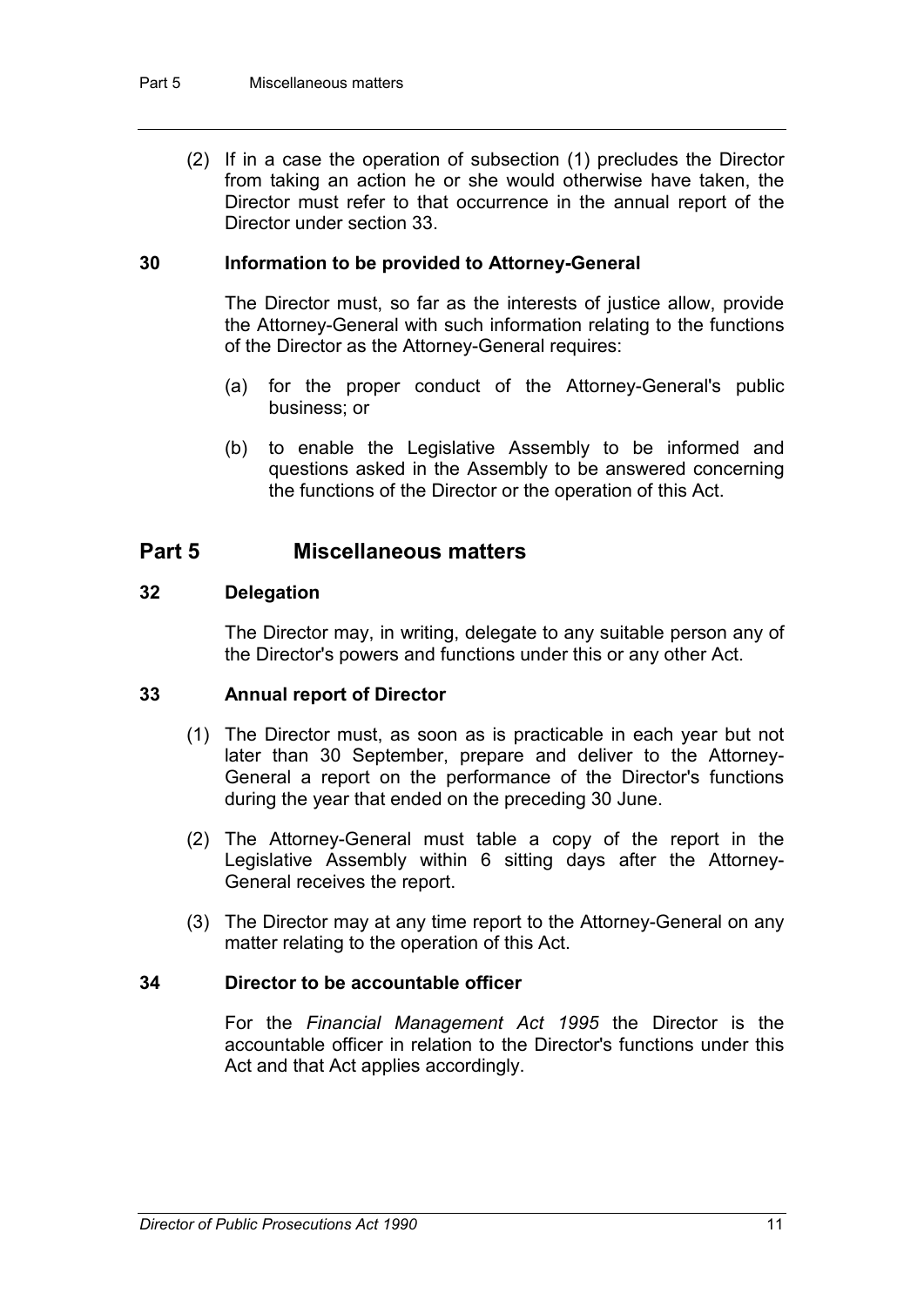(2) If in a case the operation of subsection (1) precludes the Director from taking an action he or she would otherwise have taken, the Director must refer to that occurrence in the annual report of the Director under section 33.

### 30 Information to be provided to Attorney-General

The Director must, so far as the interests of justice allow, provide the Attorney-General with such information relating to the functions of the Director as the Attorney-General requires:

(a) for the proper conduct of the Attorney-General's public business; or

(b) to enable the Legislative Assembly to be informed and questions asked in the Assembly to be answered concerning the functions of the Director or the operation of this Act.

## Part 5 Miscellaneous matters

### 32 Delegation

The Director may, in writing, delegate to any suitable person any of the Director's powers and functions under this or any other Act.

### 33 Annual report of Director

(1) The Director must, as soon as is practicable in each year but not later than 30 September, prepare and deliver to the Attorney-General a report on the performance of the Director's functions during the year that ended on the preceding 30 June.

(2) The Attorney-General must table a copy of the report in the Legislative Assembly within 6 sitting days after the Attorney-General receives the report.

(3) The Director may at any time report to the Attorney-General on any matter relating to the operation of this Act.

### 34 Director to be accountable officer

For the *Financial Management Act 1995* the Director is the accountable officer in relation to the Director's functions under this Act and that Act applies accordingly.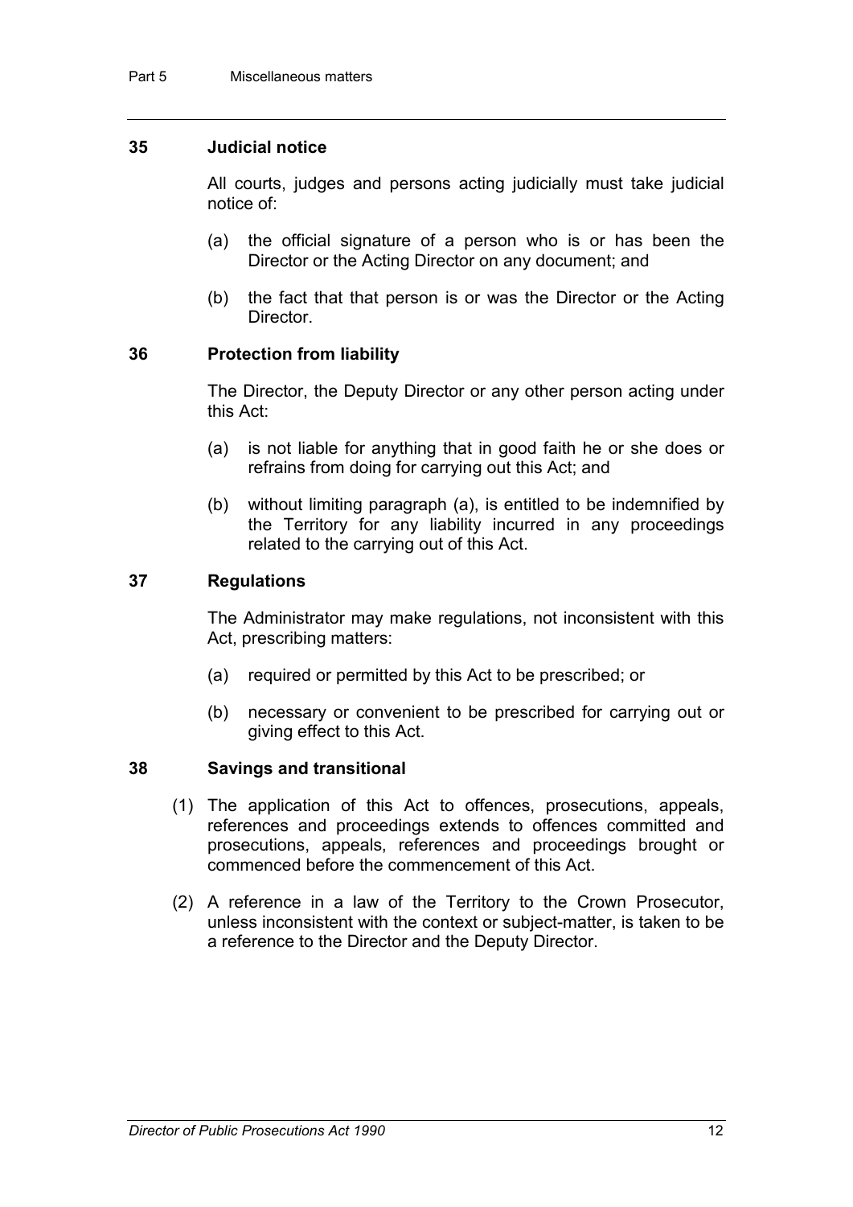## 35 Judicial notice

All courts, judges and persons acting judicially must take judicial notice of:

(a) the official signature of a person who is or has been the Director or the Acting Director on any document; and

(b) the fact that that person is or was the Director or the Acting Director.

## 36 Protection from liability

The Director, the Deputy Director or any other person acting under this Act:

(a) is not liable for anything that in good faith he or she does or refrains from doing for carrying out this Act; and

(b) without limiting paragraph (a), is entitled to be indemnified by the Territory for any liability incurred in any proceedings related to the carrying out of this Act.

## 37 Regulations

The Administrator may make regulations, not inconsistent with this Act, prescribing matters:

(a) required or permitted by this Act to be prescribed; or

(b) necessary or convenient to be prescribed for carrying out or giving effect to this Act.

## 38 Savings and transitional

(1) The application of this Act to offences, prosecutions, appeals, references and proceedings extends to offences committed and prosecutions, appeals, references and proceedings brought or commenced before the commencement of this Act.

(2) A reference in a law of the Territory to the Crown Prosecutor, unless inconsistent with the context or subject-matter, is taken to be a reference to the Director and the Deputy Director.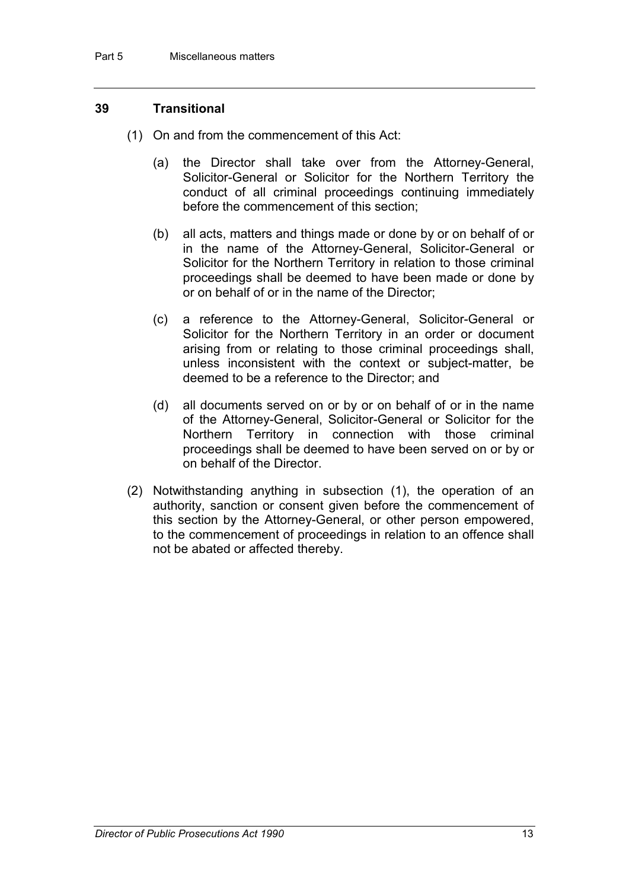## 39 Transitional

(1) On and from the commencement of this Act:

(a) the Director shall take over from the Attorney-General, Solicitor-General or Solicitor for the Northern Territory the conduct of all criminal proceedings continuing immediately before the commencement of this section;

(b) all acts, matters and things made or done by or on behalf of or in the name of the Attorney-General, Solicitor-General or Solicitor for the Northern Territory in relation to those criminal proceedings shall be deemed to have been made or done by or on behalf of or in the name of the Director;

(c) a reference to the Attorney-General, Solicitor-General or Solicitor for the Northern Territory in an order or document arising from or relating to those criminal proceedings shall, unless inconsistent with the context or subject-matter, be deemed to be a reference to the Director; and

(d) all documents served on or by or on behalf of or in the name of the Attorney-General, Solicitor-General or Solicitor for the Northern Territory in connection with those criminal proceedings shall be deemed to have been served on or by or on behalf of the Director.

(2) Notwithstanding anything in subsection (1), the operation of an authority, sanction or consent given before the commencement of this section by the Attorney-General, or other person empowered, to the commencement of proceedings in relation to an offence shall not be abated or affected thereby.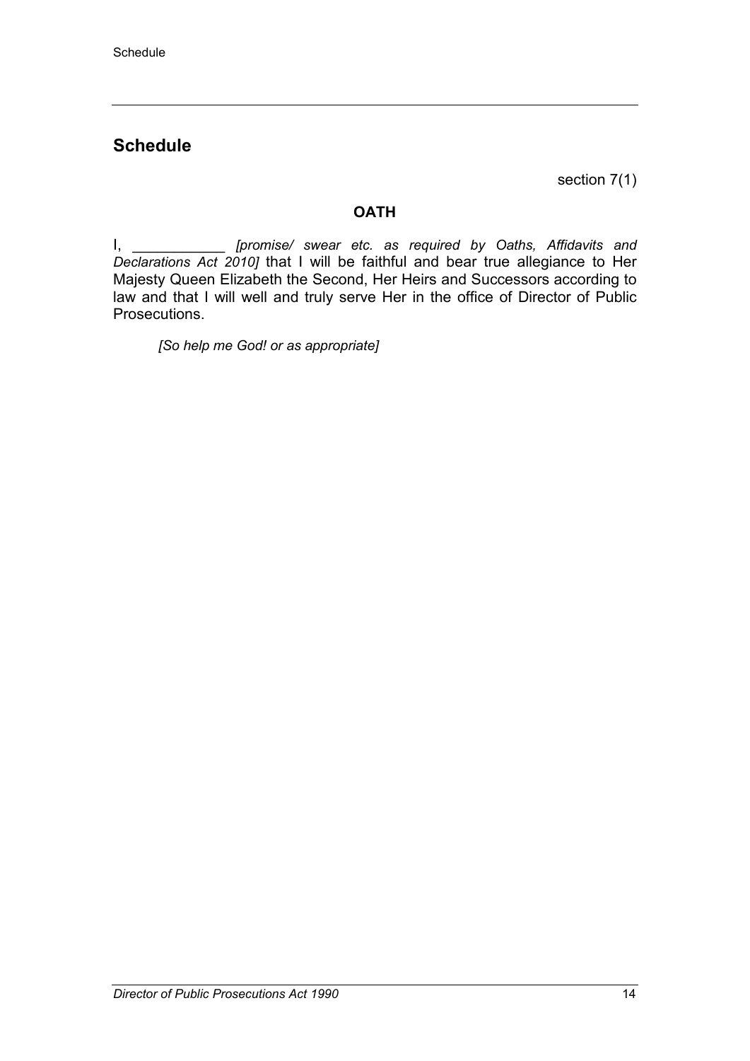## Schedule

section 7(1)

**OATH**

I, ___________ *[promise/ swear etc. as required by Oaths, Affidavits and Declarations Act 2010]* that I will be faithful and bear true allegiance to Her Majesty Queen Elizabeth the Second, Her Heirs and Successors according to law and that I will well and truly serve Her in the office of Director of Public Prosecutions.

*[So help me God! or as appropriate]*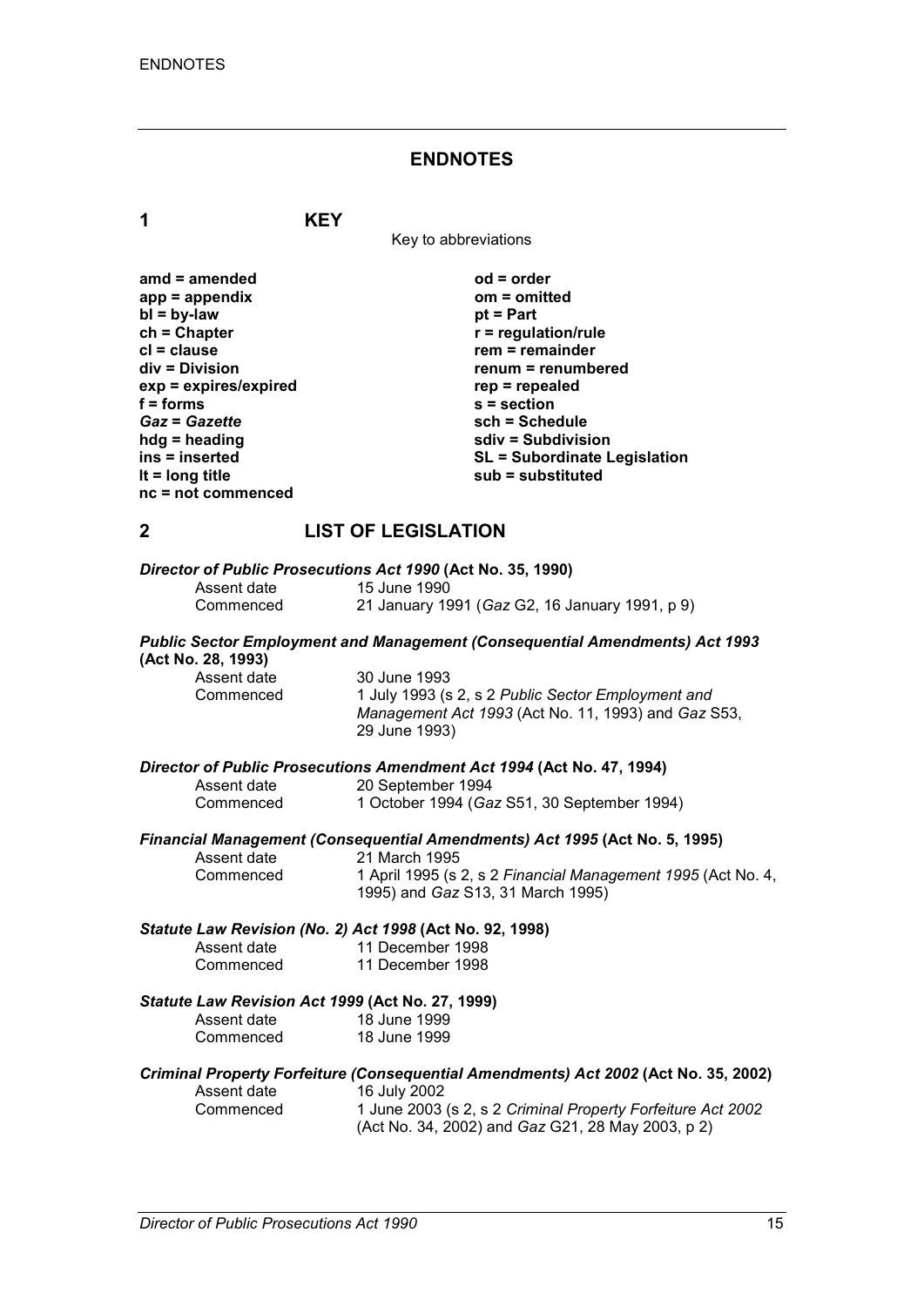# ENDNOTES

## 1 KEY

Key to abbreviations

| | |
|---|---|
| **amd = amended** | **od = order** |
| **app = appendix** | **om = omitted** |
| **bl = by-law** | **pt = Part** |
| **ch = Chapter** | **r = regulation/rule** |
| **cl = clause** | **rem = remainder** |
| **div = Division** | **renum = renumbered** |
| **exp = expires/expired** | **rep = repealed** |
| **f = forms** | **s = section** |
| ***Gaz* = *Gazette*** | **sch = Schedule** |
| **hdg = heading** | **sdiv = Subdivision** |
| **ins = inserted** | **SL = Subordinate Legislation** |
| **lt = long title** | **sub = substituted** |
| **nc = not commenced** | |

## 2 LIST OF LEGISLATION

***Director of Public Prosecutions Act 1990* (Act No. 35, 1990)**

Assent date 15 June 1990
Commenced 21 January 1991 (*Gaz* G2, 16 January 1991, p 9)

***Public Sector Employment and Management (Consequential Amendments) Act 1993* (Act No. 28, 1993)**

Assent date 30 June 1993
Commenced 1 July 1993 (s 2, s 2 *Public Sector Employment and Management Act 1993* (Act No. 11, 1993) and *Gaz* S53, 29 June 1993)

***Director of Public Prosecutions Amendment Act 1994* (Act No. 47, 1994)**

Assent date 20 September 1994
Commenced 1 October 1994 (*Gaz* S51, 30 September 1994)

***Financial Management (Consequential Amendments) Act 1995* (Act No. 5, 1995)**

Assent date 21 March 1995
Commenced 1 April 1995 (s 2, s 2 *Financial Management 1995* (Act No. 4, 1995) and *Gaz* S13, 31 March 1995)

***Statute Law Revision (No. 2) Act 1998* (Act No. 92, 1998)**

Assent date 11 December 1998
Commenced 11 December 1998

***Statute Law Revision Act 1999* (Act No. 27, 1999)**

Assent date 18 June 1999
Commenced 18 June 1999

***Criminal Property Forfeiture (Consequential Amendments) Act 2002* (Act No. 35, 2002)**

Assent date 16 July 2002
Commenced 1 June 2003 (s 2, s 2 *Criminal Property Forfeiture Act 2002* (Act No. 34, 2002) and *Gaz* G21, 28 May 2003, p 2)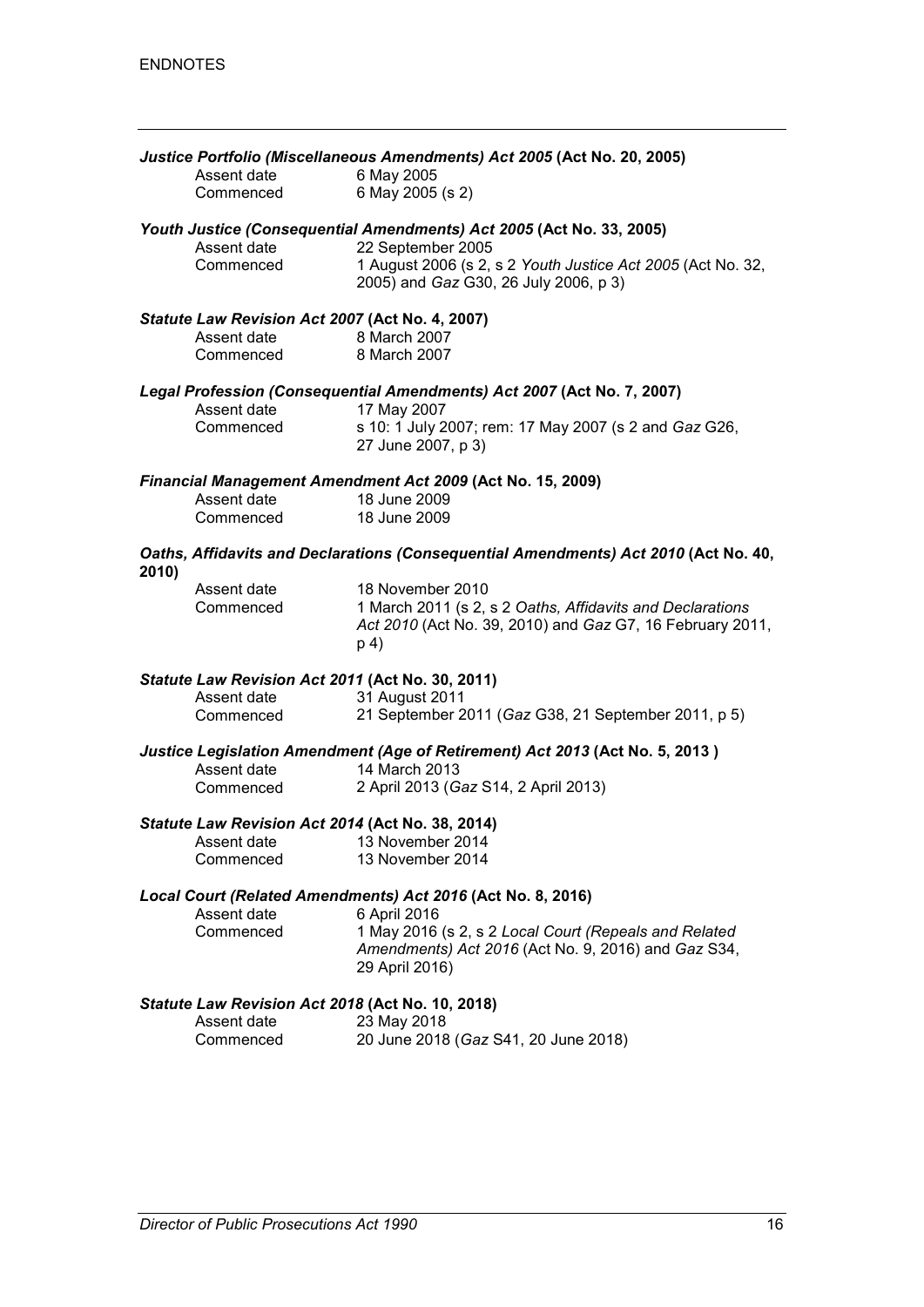***Justice Portfolio (Miscellaneous Amendments) Act 2005* (Act No. 20, 2005)**

Assent date 6 May 2005
Commenced 6 May 2005 (s 2)

***Youth Justice (Consequential Amendments) Act 2005* (Act No. 33, 2005)**

Assent date 22 September 2005
Commenced 1 August 2006 (s 2, s 2 *Youth Justice Act 2005* (Act No. 32, 2005) and *Gaz* G30, 26 July 2006, p 3)

***Statute Law Revision Act 2007* (Act No. 4, 2007)**

Assent date 8 March 2007
Commenced 8 March 2007

***Legal Profession (Consequential Amendments) Act 2007* (Act No. 7, 2007)**

Assent date 17 May 2007
Commenced s 10: 1 July 2007; rem: 17 May 2007 (s 2 and *Gaz* G26, 27 June 2007, p 3)

***Financial Management Amendment Act 2009* (Act No. 15, 2009)**

Assent date 18 June 2009
Commenced 18 June 2009

***Oaths, Affidavits and Declarations (Consequential Amendments) Act 2010* (Act No. 40, 2010)**

Assent date 18 November 2010
Commenced 1 March 2011 (s 2, s 2 *Oaths, Affidavits and Declarations Act 2010* (Act No. 39, 2010) and *Gaz* G7, 16 February 2011, p 4)

***Statute Law Revision Act 2011* (Act No. 30, 2011)**

Assent date 31 August 2011
Commenced 21 September 2011 (*Gaz* G38, 21 September 2011, p 5)

***Justice Legislation Amendment (Age of Retirement) Act 2013* (Act No. 5, 2013 )**

Assent date 14 March 2013
Commenced 2 April 2013 (*Gaz* S14, 2 April 2013)

***Statute Law Revision Act 2014* (Act No. 38, 2014)**

Assent date 13 November 2014
Commenced 13 November 2014

***Local Court (Related Amendments) Act 2016* (Act No. 8, 2016)**

Assent date 6 April 2016
Commenced 1 May 2016 (s 2, s 2 *Local Court (Repeals and Related Amendments) Act 2016* (Act No. 9, 2016) and *Gaz* S34, 29 April 2016)

***Statute Law Revision Act 2018* (Act No. 10, 2018)**

Assent date 23 May 2018
Commenced 20 June 2018 (*Gaz* S41, 20 June 2018)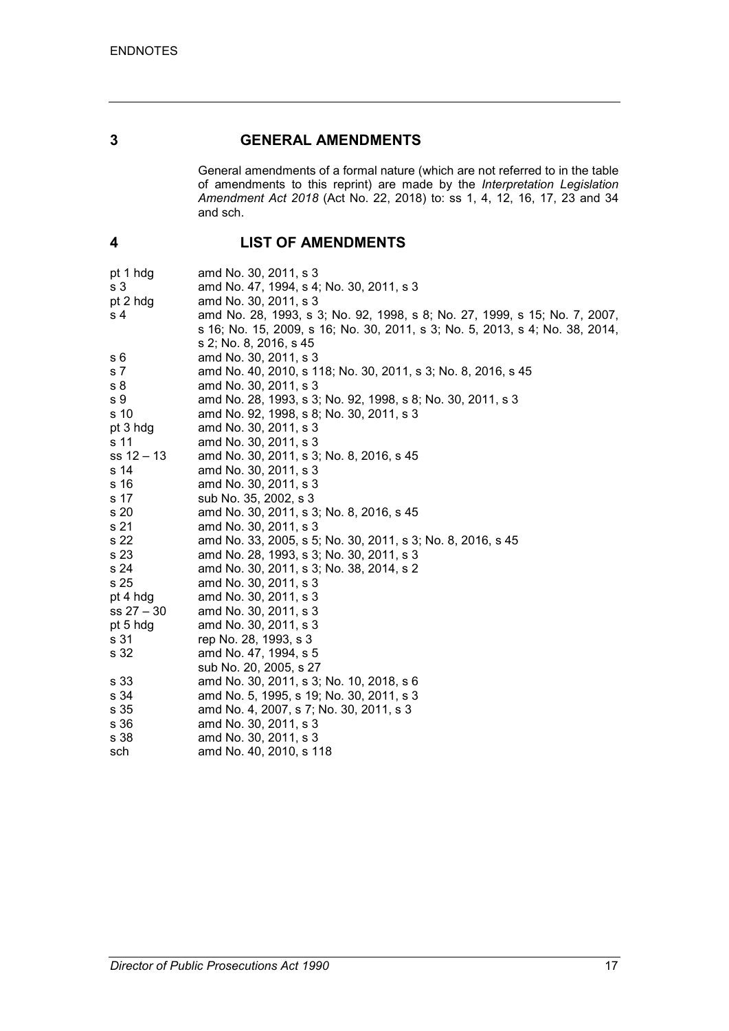## 3 GENERAL AMENDMENTS

General amendments of a formal nature (which are not referred to in the table of amendments to this reprint) are made by the *Interpretation Legislation Amendment Act 2018* (Act No. 22, 2018) to: ss 1, 4, 12, 16, 17, 23 and 34 and sch.

## 4 LIST OF AMENDMENTS

| | |
|---|---|
| pt 1 hdg | amd No. 30, 2011, s 3 |
| s 3 | amd No. 47, 1994, s 4; No. 30, 2011, s 3 |
| pt 2 hdg | amd No. 30, 2011, s 3 |
| s 4 | amd No. 28, 1993, s 3; No. 92, 1998, s 8; No. 27, 1999, s 15; No. 7, 2007, s 16; No. 15, 2009, s 16; No. 30, 2011, s 3; No. 5, 2013, s 4; No. 38, 2014, s 2; No. 8, 2016, s 45 |
| s 6 | amd No. 30, 2011, s 3 |
| s 7 | amd No. 40, 2010, s 118; No. 30, 2011, s 3; No. 8, 2016, s 45 |
| s 8 | amd No. 30, 2011, s 3 |
| s 9 | amd No. 28, 1993, s 3; No. 92, 1998, s 8; No. 30, 2011, s 3 |
| s 10 | amd No. 92, 1998, s 8; No. 30, 2011, s 3 |
| pt 3 hdg | amd No. 30, 2011, s 3 |
| s 11 | amd No. 30, 2011, s 3 |
| ss 12 – 13 | amd No. 30, 2011, s 3; No. 8, 2016, s 45 |
| s 14 | amd No. 30, 2011, s 3 |
| s 16 | amd No. 30, 2011, s 3 |
| s 17 | sub No. 35, 2002, s 3 |
| s 20 | amd No. 30, 2011, s 3; No. 8, 2016, s 45 |
| s 21 | amd No. 30, 2011, s 3 |
| s 22 | amd No. 33, 2005, s 5; No. 30, 2011, s 3; No. 8, 2016, s 45 |
| s 23 | amd No. 28, 1993, s 3; No. 30, 2011, s 3 |
| s 24 | amd No. 30, 2011, s 3; No. 38, 2014, s 2 |
| s 25 | amd No. 30, 2011, s 3 |
| pt 4 hdg | amd No. 30, 2011, s 3 |
| ss 27 – 30 | amd No. 30, 2011, s 3 |
| pt 5 hdg | amd No. 30, 2011, s 3 |
| s 31 | rep No. 28, 1993, s 3 |
| s 32 | amd No. 47, 1994, s 5 |
| | sub No. 20, 2005, s 27 |
| s 33 | amd No. 30, 2011, s 3; No. 10, 2018, s 6 |
| s 34 | amd No. 5, 1995, s 19; No. 30, 2011, s 3 |
| s 35 | amd No. 4, 2007, s 7; No. 30, 2011, s 3 |
| s 36 | amd No. 30, 2011, s 3 |
| s 38 | amd No. 30, 2011, s 3 |
| sch | amd No. 40, 2010, s 118 |